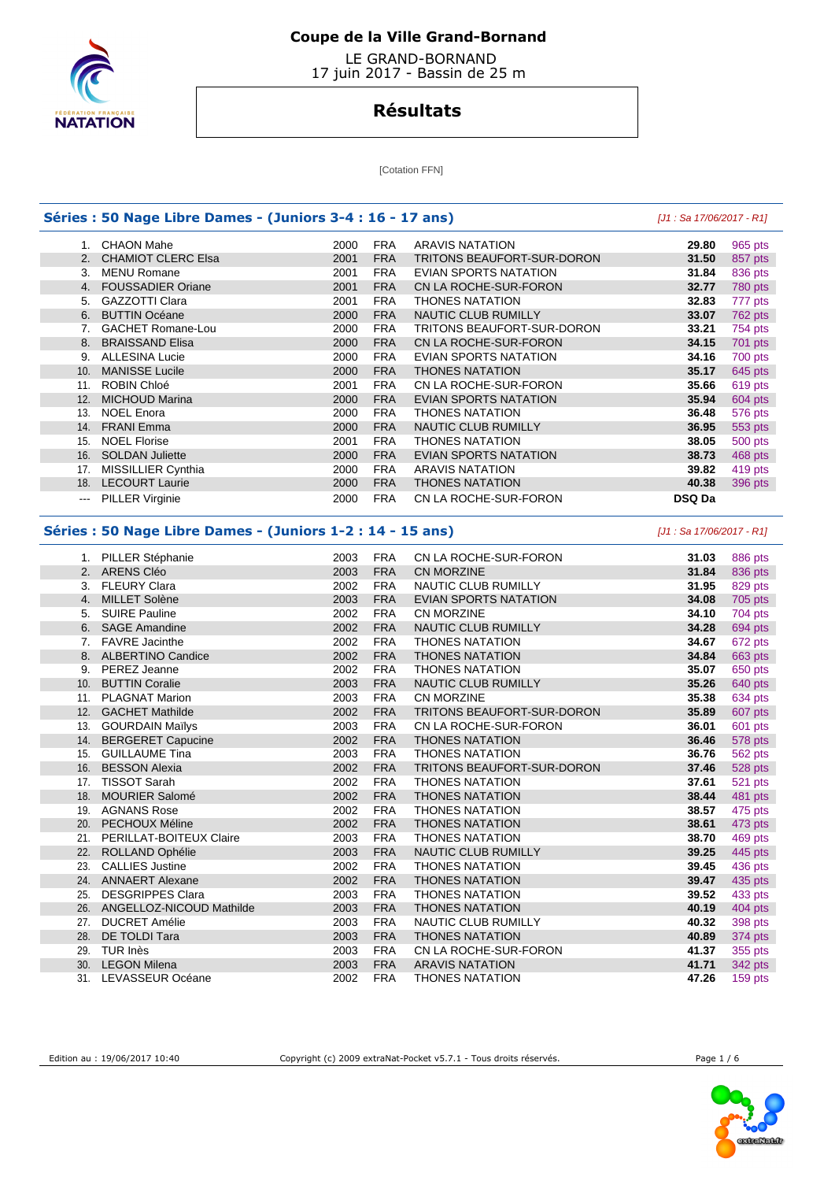# Coupe de la Ville Grand-Bornand

LE GRAND-BORNAND
17 juin 2017 - Bassin de 25 m

## Résultats

[Cotation FFN]

### Séries : 50 Nage Libre Dames - (Juniors 3-4 : 16 - 17 ans)

*[J1 : Sa 17/06/2017 - R1]*

| | | | | | | |
|---|---|---|---|---|---|---|
| 1. | CHAON Mahe | 2000 | FRA | ARAVIS NATATION | **29.80** | 965 pts |
| 2. | CHAMIOT CLERC Elsa | 2001 | FRA | TRITONS BEAUFORT-SUR-DORON | **31.50** | 857 pts |
| 3. | MENU Romane | 2001 | FRA | EVIAN SPORTS NATATION | **31.84** | 836 pts |
| 4. | FOUSSADIER Oriane | 2001 | FRA | CN LA ROCHE-SUR-FORON | **32.77** | 780 pts |
| 5. | GAZZOTTI Clara | 2001 | FRA | THONES NATATION | **32.83** | 777 pts |
| 6. | BUTTIN Océane | 2000 | FRA | NAUTIC CLUB RUMILLY | **33.07** | 762 pts |
| 7. | GACHET Romane-Lou | 2000 | FRA | TRITONS BEAUFORT-SUR-DORON | **33.21** | 754 pts |
| 8. | BRAISSAND Elisa | 2000 | FRA | CN LA ROCHE-SUR-FORON | **34.15** | 701 pts |
| 9. | ALLESINA Lucie | 2000 | FRA | EVIAN SPORTS NATATION | **34.16** | 700 pts |
| 10. | MANISSE Lucile | 2000 | FRA | THONES NATATION | **35.17** | 645 pts |
| 11. | ROBIN Chloé | 2001 | FRA | CN LA ROCHE-SUR-FORON | **35.66** | 619 pts |
| 12. | MICHOUD Marina | 2000 | FRA | EVIAN SPORTS NATATION | **35.94** | 604 pts |
| 13. | NOEL Enora | 2000 | FRA | THONES NATATION | **36.48** | 576 pts |
| 14. | FRANI Emma | 2000 | FRA | NAUTIC CLUB RUMILLY | **36.95** | 553 pts |
| 15. | NOEL Florise | 2001 | FRA | THONES NATATION | **38.05** | 500 pts |
| 16. | SOLDAN Juliette | 2000 | FRA | EVIAN SPORTS NATATION | **38.73** | 468 pts |
| 17. | MISSILLIER Cynthia | 2000 | FRA | ARAVIS NATATION | **39.82** | 419 pts |
| 18. | LECOURT Laurie | 2000 | FRA | THONES NATATION | **40.38** | 396 pts |
| --- | PILLER Virginie | 2000 | FRA | CN LA ROCHE-SUR-FORON | **DSQ Da** | |

### Séries : 50 Nage Libre Dames - (Juniors 1-2 : 14 - 15 ans)

*[J1 : Sa 17/06/2017 - R1]*

| | | | | | | |
|---|---|---|---|---|---|---|
| 1. | PILLER Stéphanie | 2003 | FRA | CN LA ROCHE-SUR-FORON | **31.03** | 886 pts |
| 2. | ARENS Cléo | 2003 | FRA | CN MORZINE | **31.84** | 836 pts |
| 3. | FLEURY Clara | 2002 | FRA | NAUTIC CLUB RUMILLY | **31.95** | 829 pts |
| 4. | MILLET Solène | 2003 | FRA | EVIAN SPORTS NATATION | **34.08** | 705 pts |
| 5. | SUIRE Pauline | 2002 | FRA | CN MORZINE | **34.10** | 704 pts |
| 6. | SAGE Amandine | 2002 | FRA | NAUTIC CLUB RUMILLY | **34.28** | 694 pts |
| 7. | FAVRE Jacinthe | 2002 | FRA | THONES NATATION | **34.67** | 672 pts |
| 8. | ALBERTINO Candice | 2002 | FRA | THONES NATATION | **34.84** | 663 pts |
| 9. | PEREZ Jeanne | 2002 | FRA | THONES NATATION | **35.07** | 650 pts |
| 10. | BUTTIN Coralie | 2003 | FRA | NAUTIC CLUB RUMILLY | **35.26** | 640 pts |
| 11. | PLAGNAT Marion | 2003 | FRA | CN MORZINE | **35.38** | 634 pts |
| 12. | GACHET Mathilde | 2002 | FRA | TRITONS BEAUFORT-SUR-DORON | **35.89** | 607 pts |
| 13. | GOURDAIN Maïlys | 2003 | FRA | CN LA ROCHE-SUR-FORON | **36.01** | 601 pts |
| 14. | BERGERET Capucine | 2002 | FRA | THONES NATATION | **36.46** | 578 pts |
| 15. | GUILLAUME Tina | 2003 | FRA | THONES NATATION | **36.76** | 562 pts |
| 16. | BESSON Alexia | 2002 | FRA | TRITONS BEAUFORT-SUR-DORON | **37.46** | 528 pts |
| 17. | TISSOT Sarah | 2002 | FRA | THONES NATATION | **37.61** | 521 pts |
| 18. | MOURIER Salomé | 2002 | FRA | THONES NATATION | **38.44** | 481 pts |
| 19. | AGNANS Rose | 2002 | FRA | THONES NATATION | **38.57** | 475 pts |
| 20. | PECHOUX Méline | 2002 | FRA | THONES NATATION | **38.61** | 473 pts |
| 21. | PERILLAT-BOITEUX Claire | 2003 | FRA | THONES NATATION | **38.70** | 469 pts |
| 22. | ROLLAND Ophélie | 2003 | FRA | NAUTIC CLUB RUMILLY | **39.25** | 445 pts |
| 23. | CALLIES Justine | 2002 | FRA | THONES NATATION | **39.45** | 436 pts |
| 24. | ANNAERT Alexane | 2002 | FRA | THONES NATATION | **39.47** | 435 pts |
| 25. | DESGRIPPES Clara | 2003 | FRA | THONES NATATION | **39.52** | 433 pts |
| 26. | ANGELLOZ-NICOUD Mathilde | 2003 | FRA | THONES NATATION | **40.19** | 404 pts |
| 27. | DUCRET Amélie | 2003 | FRA | NAUTIC CLUB RUMILLY | **40.32** | 398 pts |
| 28. | DE TOLDI Tara | 2003 | FRA | THONES NATATION | **40.89** | 374 pts |
| 29. | TUR Inès | 2003 | FRA | CN LA ROCHE-SUR-FORON | **41.37** | 355 pts |
| 30. | LEGON Milena | 2003 | FRA | ARAVIS NATATION | **41.71** | 342 pts |
| 31. | LEVASSEUR Océane | 2002 | FRA | THONES NATATION | **47.26** | 159 pts |

Edition au : 19/06/2017 10:40 Copyright (c) 2009 extraNat-Pocket v5.7.1 - Tous droits réservés.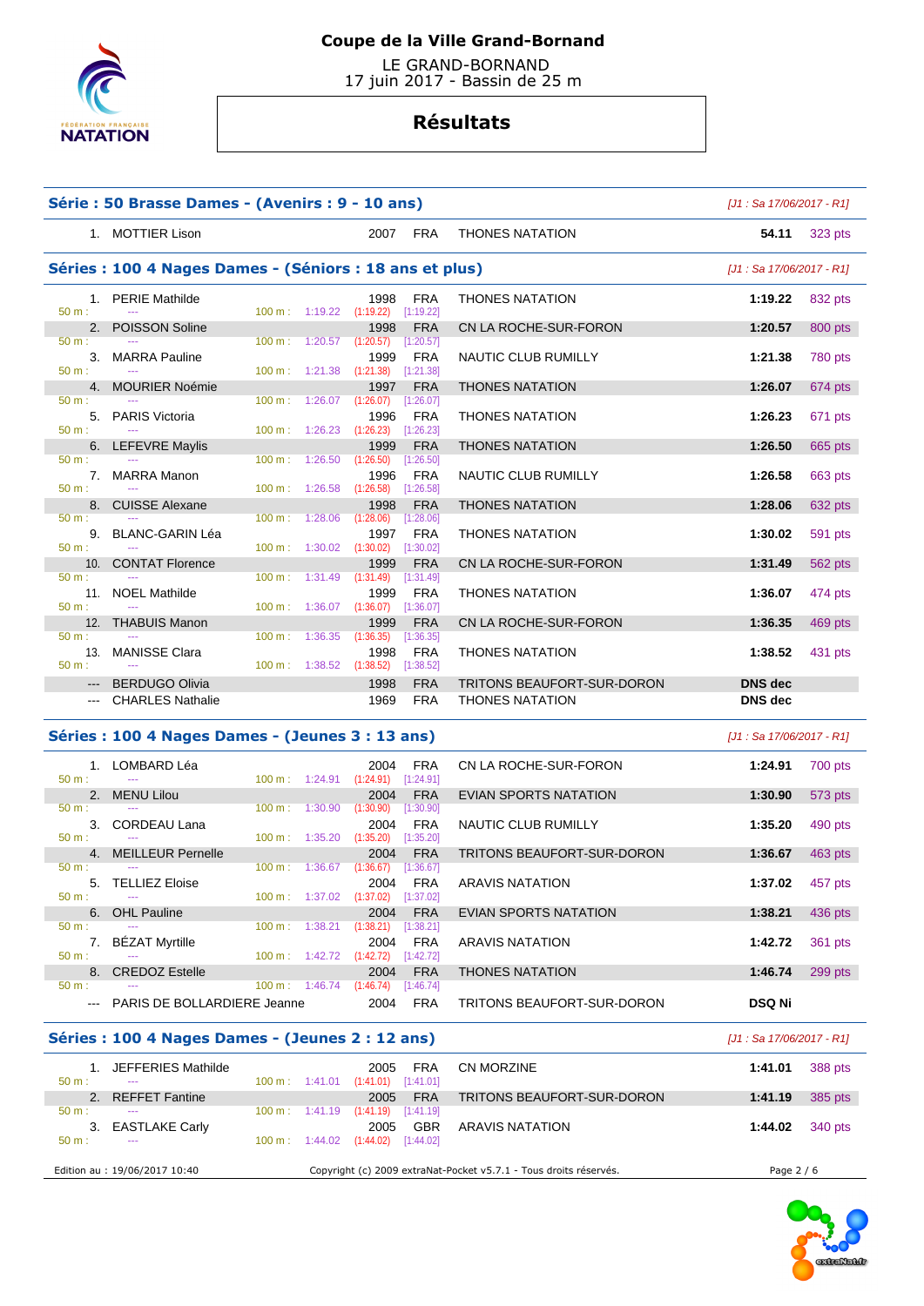# Coupe de la Ville Grand-Bornand

LE GRAND-BORNAND
17 juin 2017 - Bassin de 25 m

## Résultats

### Série : 50 Brasse Dames - (Avenirs : 9 - 10 ans)

*[J1 : Sa 17/06/2017 - R1]*

| Place | Nom | Année | Nat. | Club | Temps | Points |
|---|---|---|---|---|---|---|
| 1. | MOTTIER Lison | 2007 | FRA | THONES NATATION | 54.11 | 323 pts |

### Séries : 100 4 Nages Dames - (Séniors : 18 ans et plus)

*[J1 : Sa 17/06/2017 - R1]*

| Place | Nom | Année | Nat. | Club | Temps | Points | 50 m | 100 m |
|---|---|---|---|---|---|---|---|---|
| 1. | PERIE Mathilde | 1998 | FRA | THONES NATATION | 1:19.22 | 832 pts | --- | 1:19.22 (1:19.22) [1:19.22] |
| 2. | POISSON Soline | 1998 | FRA | CN LA ROCHE-SUR-FORON | 1:20.57 | 800 pts | --- | 1:20.57 (1:20.57) [1:20.57] |
| 3. | MARRA Pauline | 1999 | FRA | NAUTIC CLUB RUMILLY | 1:21.38 | 780 pts | --- | 1:21.38 (1:21.38) [1:21.38] |
| 4. | MOURIER Noémie | 1997 | FRA | THONES NATATION | 1:26.07 | 674 pts | --- | 1:26.07 (1:26.07) [1:26.07] |
| 5. | PARIS Victoria | 1996 | FRA | THONES NATATION | 1:26.23 | 671 pts | --- | 1:26.23 (1:26.23) [1:26.23] |
| 6. | LEFEVRE Maylis | 1999 | FRA | THONES NATATION | 1:26.50 | 665 pts | --- | 1:26.50 (1:26.50) [1:26.50] |
| 7. | MARRA Manon | 1996 | FRA | NAUTIC CLUB RUMILLY | 1:26.58 | 663 pts | --- | 1:26.58 (1:26.58) [1:26.58] |
| 8. | CUISSE Alexane | 1998 | FRA | THONES NATATION | 1:28.06 | 632 pts | --- | 1:28.06 (1:28.06) [1:28.06] |
| 9. | BLANC-GARIN Léa | 1997 | FRA | THONES NATATION | 1:30.02 | 591 pts | --- | 1:30.02 (1:30.02) [1:30.02] |
| 10. | CONTAT Florence | 1999 | FRA | CN LA ROCHE-SUR-FORON | 1:31.49 | 562 pts | --- | 1:31.49 (1:31.49) [1:31.49] |
| 11. | NOEL Mathilde | 1999 | FRA | THONES NATATION | 1:36.07 | 474 pts | --- | 1:36.07 (1:36.07) [1:36.07] |
| 12. | THABUIS Manon | 1999 | FRA | CN LA ROCHE-SUR-FORON | 1:36.35 | 469 pts | --- | 1:36.35 (1:36.35) [1:36.35] |
| 13. | MANISSE Clara | 1998 | FRA | THONES NATATION | 1:38.52 | 431 pts | --- | 1:38.52 (1:38.52) [1:38.52] |
| --- | BERDUGO Olivia | 1998 | FRA | TRITONS BEAUFORT-SUR-DORON | DNS dec | | | |
| --- | CHARLES Nathalie | 1969 | FRA | THONES NATATION | DNS dec | | | |

### Séries : 100 4 Nages Dames - (Jeunes 3 : 13 ans)

*[J1 : Sa 17/06/2017 - R1]*

| Place | Nom | Année | Nat. | Club | Temps | Points | 50 m | 100 m |
|---|---|---|---|---|---|---|---|---|
| 1. | LOMBARD Léa | 2004 | FRA | CN LA ROCHE-SUR-FORON | 1:24.91 | 700 pts | --- | 1:24.91 (1:24.91) [1:24.91] |
| 2. | MENU Lilou | 2004 | FRA | EVIAN SPORTS NATATION | 1:30.90 | 573 pts | --- | 1:30.90 (1:30.90) [1:30.90] |
| 3. | CORDEAU Lana | 2004 | FRA | NAUTIC CLUB RUMILLY | 1:35.20 | 490 pts | --- | 1:35.20 (1:35.20) [1:35.20] |
| 4. | MEILLEUR Pernelle | 2004 | FRA | TRITONS BEAUFORT-SUR-DORON | 1:36.67 | 463 pts | --- | 1:36.67 (1:36.67) [1:36.67] |
| 5. | TELLIEZ Eloise | 2004 | FRA | ARAVIS NATATION | 1:37.02 | 457 pts | --- | 1:37.02 (1:37.02) [1:37.02] |
| 6. | OHL Pauline | 2004 | FRA | EVIAN SPORTS NATATION | 1:38.21 | 436 pts | --- | 1:38.21 (1:38.21) [1:38.21] |
| 7. | BÉZAT Myrtille | 2004 | FRA | ARAVIS NATATION | 1:42.72 | 361 pts | --- | 1:42.72 (1:42.72) [1:42.72] |
| 8. | CREDOZ Estelle | 2004 | FRA | THONES NATATION | 1:46.74 | 299 pts | --- | 1:46.74 (1:46.74) [1:46.74] |
| --- | PARIS DE BOLLARDIERE Jeanne | 2004 | FRA | TRITONS BEAUFORT-SUR-DORON | DSQ Ni | | | |

### Séries : 100 4 Nages Dames - (Jeunes 2 : 12 ans)

*[J1 : Sa 17/06/2017 - R1]*

| Place | Nom | Année | Nat. | Club | Temps | Points | 50 m | 100 m |
|---|---|---|---|---|---|---|---|---|
| 1. | JEFFERIES Mathilde | 2005 | FRA | CN MORZINE | 1:41.01 | 388 pts | --- | 1:41.01 (1:41.01) [1:41.01] |
| 2. | REFFET Fantine | 2005 | FRA | TRITONS BEAUFORT-SUR-DORON | 1:41.19 | 385 pts | --- | 1:41.19 (1:41.19) [1:41.19] |
| 3. | EASTLAKE Carly | 2005 | GBR | ARAVIS NATATION | 1:44.02 | 340 pts | --- | 1:44.02 (1:44.02) [1:44.02] |

Edition au : 19/06/2017 10:40 — Copyright (c) 2009 extraNat-Pocket v5.7.1 - Tous droits réservés.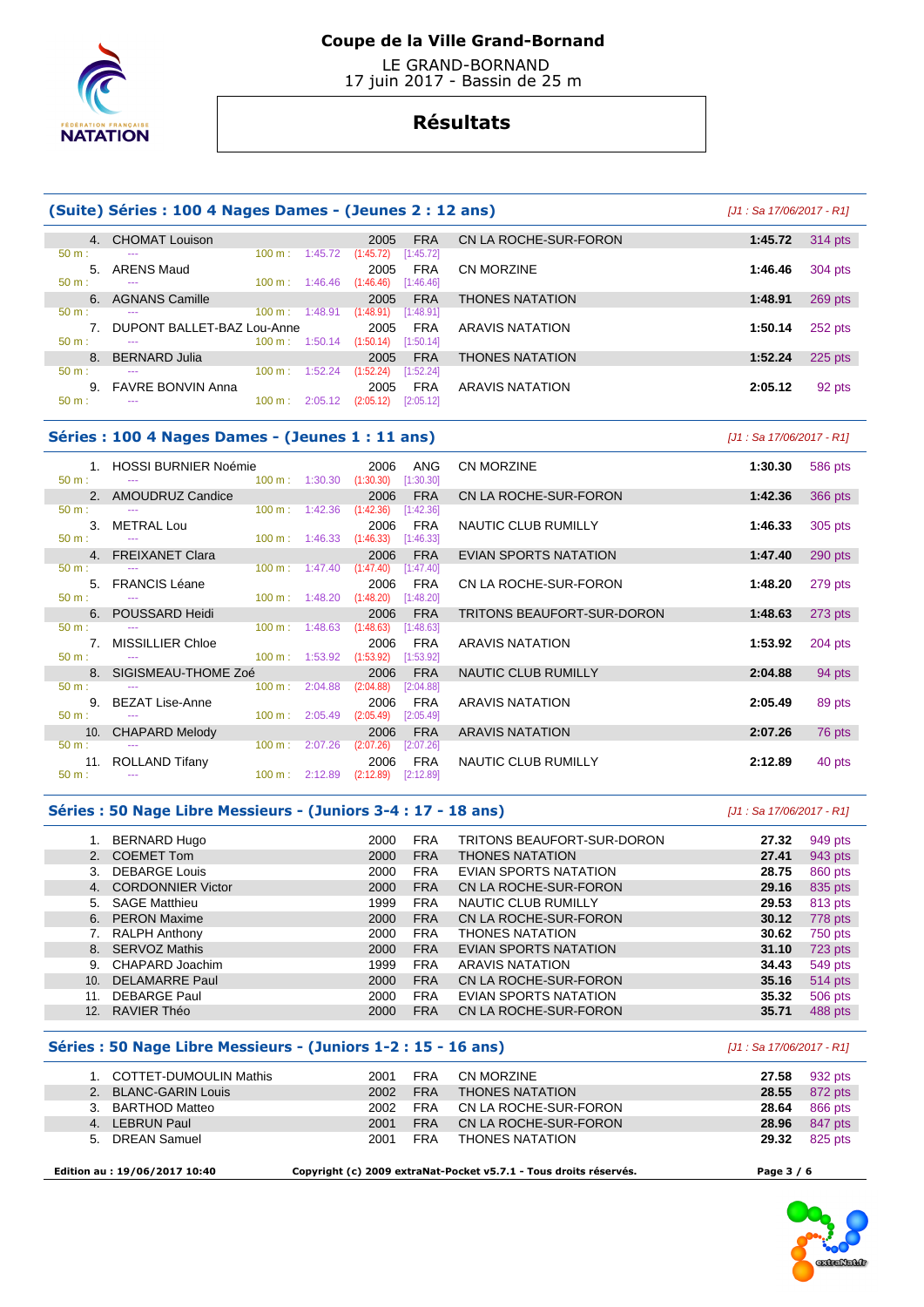# Coupe de la Ville Grand-Bornand

LE GRAND-BORNAND
17 juin 2017 - Bassin de 25 m

## Résultats

### (Suite) Séries : 100 4 Nages Dames - (Jeunes 2 : 12 ans)

[J1 : Sa 17/06/2017 - R1]

| Rang | Nom | Année | Nat. | Club | Temps | Points |
|---|---|---|---|---|---|---|
| 4. | CHOMAT Louison | 2005 | FRA | CN LA ROCHE-SUR-FORON | 1:45.72 | 314 pts |
| | 50 m : --- 100 m : 1:45.72 (1:45.72) [1:45.72] | | | | | |
| 5. | ARENS Maud | 2005 | FRA | CN MORZINE | 1:46.46 | 304 pts |
| | 50 m : --- 100 m : 1:46.46 (1:46.46) [1:46.46] | | | | | |
| 6. | AGNANS Camille | 2005 | FRA | THONES NATATION | 1:48.91 | 269 pts |
| | 50 m : --- 100 m : 1:48.91 (1:48.91) [1:48.91] | | | | | |
| 7. | DUPONT BALLET-BAZ Lou-Anne | 2005 | FRA | ARAVIS NATATION | 1:50.14 | 252 pts |
| | 50 m : --- 100 m : 1:50.14 (1:50.14) [1:50.14] | | | | | |
| 8. | BERNARD Julia | 2005 | FRA | THONES NATATION | 1:52.24 | 225 pts |
| | 50 m : --- 100 m : 1:52.24 (1:52.24) [1:52.24] | | | | | |
| 9. | FAVRE BONVIN Anna | 2005 | FRA | ARAVIS NATATION | 2:05.12 | 92 pts |
| | 50 m : --- 100 m : 2:05.12 (2:05.12) [2:05.12] | | | | | |

### Séries : 100 4 Nages Dames - (Jeunes 1 : 11 ans)

[J1 : Sa 17/06/2017 - R1]

| Rang | Nom | Année | Nat. | Club | Temps | Points |
|---|---|---|---|---|---|---|
| 1. | HOSSI BURNIER Noémie | 2006 | ANG | CN MORZINE | 1:30.30 | 586 pts |
| | 50 m : --- 100 m : 1:30.30 (1:30.30) [1:30.30] | | | | | |
| 2. | AMOUDRUZ Candice | 2006 | FRA | CN LA ROCHE-SUR-FORON | 1:42.36 | 366 pts |
| | 50 m : --- 100 m : 1:42.36 (1:42.36) [1:42.36] | | | | | |
| 3. | METRAL Lou | 2006 | FRA | NAUTIC CLUB RUMILLY | 1:46.33 | 305 pts |
| | 50 m : --- 100 m : 1:46.33 (1:46.33) [1:46.33] | | | | | |
| 4. | FREIXANET Clara | 2006 | FRA | EVIAN SPORTS NATATION | 1:47.40 | 290 pts |
| | 50 m : --- 100 m : 1:47.40 (1:47.40) [1:47.40] | | | | | |
| 5. | FRANCIS Léane | 2006 | FRA | CN LA ROCHE-SUR-FORON | 1:48.20 | 279 pts |
| | 50 m : --- 100 m : 1:48.20 (1:48.20) [1:48.20] | | | | | |
| 6. | POUSSARD Heidi | 2006 | FRA | TRITONS BEAUFORT-SUR-DORON | 1:48.63 | 273 pts |
| | 50 m : --- 100 m : 1:48.63 (1:48.63) [1:48.63] | | | | | |
| 7. | MISSILLIER Chloe | 2006 | FRA | ARAVIS NATATION | 1:53.92 | 204 pts |
| | 50 m : --- 100 m : 1:53.92 (1:53.92) [1:53.92] | | | | | |
| 8. | SIGISMEAU-THOME Zoé | 2006 | FRA | NAUTIC CLUB RUMILLY | 2:04.88 | 94 pts |
| | 50 m : --- 100 m : 2:04.88 (2:04.88) [2:04.88] | | | | | |
| 9. | BEZAT Lise-Anne | 2006 | FRA | ARAVIS NATATION | 2:05.49 | 89 pts |
| | 50 m : --- 100 m : 2:05.49 (2:05.49) [2:05.49] | | | | | |
| 10. | CHAPARD Melody | 2006 | FRA | ARAVIS NATATION | 2:07.26 | 76 pts |
| | 50 m : --- 100 m : 2:07.26 (2:07.26) [2:07.26] | | | | | |
| 11. | ROLLAND Tifany | 2006 | FRA | NAUTIC CLUB RUMILLY | 2:12.89 | 40 pts |
| | 50 m : --- 100 m : 2:12.89 (2:12.89) [2:12.89] | | | | | |

### Séries : 50 Nage Libre Messieurs - (Juniors 3-4 : 17 - 18 ans)

[J1 : Sa 17/06/2017 - R1]

| Rang | Nom | Année | Nat. | Club | Temps | Points |
|---|---|---|---|---|---|---|
| 1. | BERNARD Hugo | 2000 | FRA | TRITONS BEAUFORT-SUR-DORON | 27.32 | 949 pts |
| 2. | COEMET Tom | 2000 | FRA | THONES NATATION | 27.41 | 943 pts |
| 3. | DEBARGE Louis | 2000 | FRA | EVIAN SPORTS NATATION | 28.75 | 860 pts |
| 4. | CORDONNIER Victor | 2000 | FRA | CN LA ROCHE-SUR-FORON | 29.16 | 835 pts |
| 5. | SAGE Matthieu | 1999 | FRA | NAUTIC CLUB RUMILLY | 29.53 | 813 pts |
| 6. | PERON Maxime | 2000 | FRA | CN LA ROCHE-SUR-FORON | 30.12 | 778 pts |
| 7. | RALPH Anthony | 2000 | FRA | THONES NATATION | 30.62 | 750 pts |
| 8. | SERVOZ Mathis | 2000 | FRA | EVIAN SPORTS NATATION | 31.10 | 723 pts |
| 9. | CHAPARD Joachim | 1999 | FRA | ARAVIS NATATION | 34.43 | 549 pts |
| 10. | DELAMARRE Paul | 2000 | FRA | CN LA ROCHE-SUR-FORON | 35.16 | 514 pts |
| 11. | DEBARGE Paul | 2000 | FRA | EVIAN SPORTS NATATION | 35.32 | 506 pts |
| 12. | RAVIER Théo | 2000 | FRA | CN LA ROCHE-SUR-FORON | 35.71 | 488 pts |

### Séries : 50 Nage Libre Messieurs - (Juniors 1-2 : 15 - 16 ans)

[J1 : Sa 17/06/2017 - R1]

| Rang | Nom | Année | Nat. | Club | Temps | Points |
|---|---|---|---|---|---|---|
| 1. | COTTET-DUMOULIN Mathis | 2001 | FRA | CN MORZINE | 27.58 | 932 pts |
| 2. | BLANC-GARIN Louis | 2002 | FRA | THONES NATATION | 28.55 | 872 pts |
| 3. | BARTHOD Matteo | 2002 | FRA | CN LA ROCHE-SUR-FORON | 28.64 | 866 pts |
| 4. | LEBRUN Paul | 2001 | FRA | CN LA ROCHE-SUR-FORON | 28.96 | 847 pts |
| 5. | DREAN Samuel | 2001 | FRA | THONES NATATION | 29.32 | 825 pts |

Edition au : 19/06/2017 10:40 — Copyright (c) 2009 extraNat-Pocket v5.7.1 - Tous droits réservés.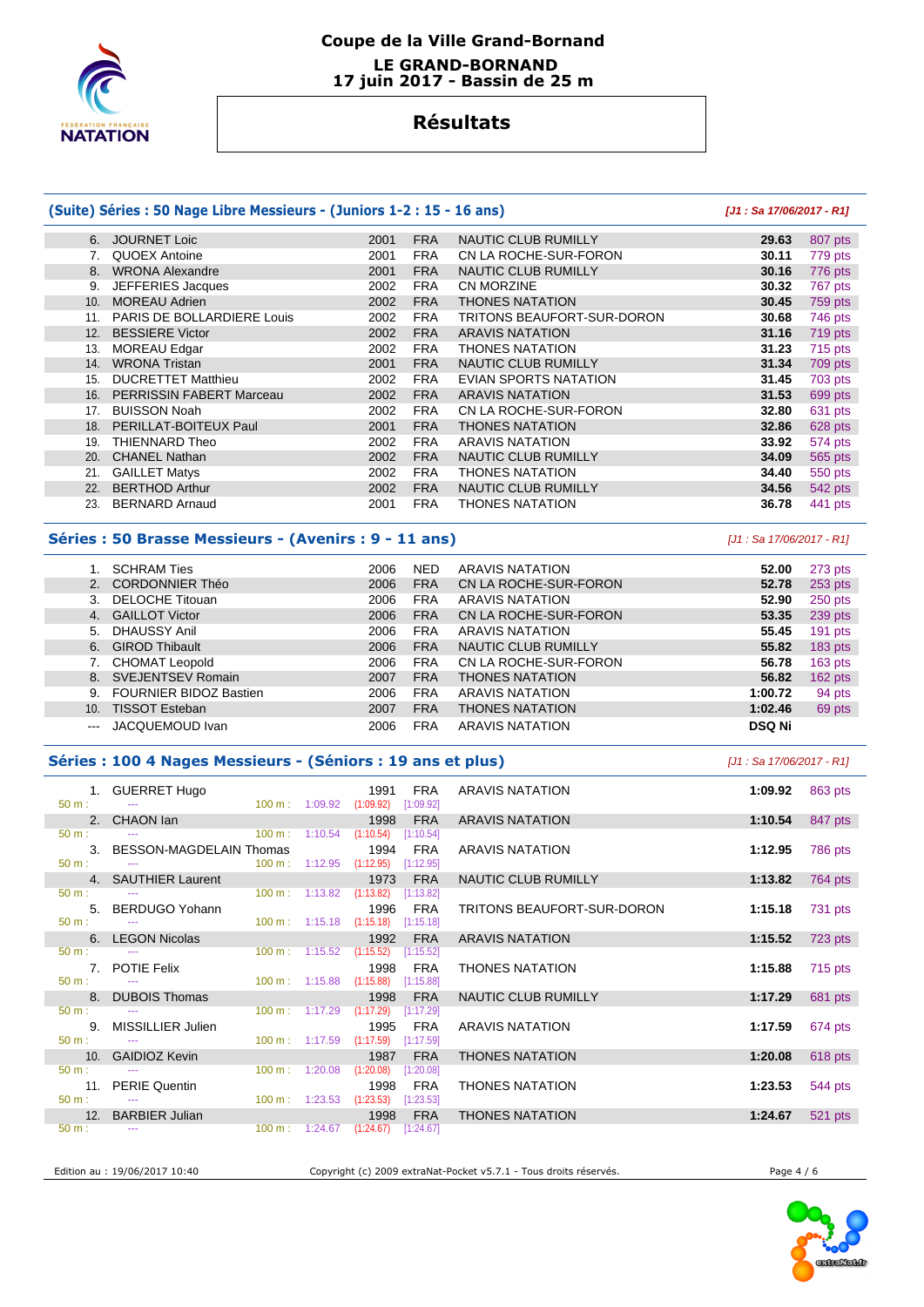# Coupe de la Ville Grand-Bornand

**LE GRAND-BORNAND**
**17 juin 2017 - Bassin de 25 m**

## Résultats

### (Suite) Séries : 50 Nage Libre Messieurs - (Juniors 1-2 : 15 - 16 ans)

*[J1 : Sa 17/06/2017 - R1]*

| | Nom | Année | Nat. | Club | Temps | Points |
|---|---|---|---|---|---|---|
| 6. | JOURNET Loic | 2001 | FRA | NAUTIC CLUB RUMILLY | 29.63 | 807 pts |
| 7. | QUOEX Antoine | 2001 | FRA | CN LA ROCHE-SUR-FORON | 30.11 | 779 pts |
| 8. | WRONA Alexandre | 2001 | FRA | NAUTIC CLUB RUMILLY | 30.16 | 776 pts |
| 9. | JEFFERIES Jacques | 2002 | FRA | CN MORZINE | 30.32 | 767 pts |
| 10. | MOREAU Adrien | 2002 | FRA | THONES NATATION | 30.45 | 759 pts |
| 11. | PARIS DE BOLLARDIERE Louis | 2002 | FRA | TRITONS BEAUFORT-SUR-DORON | 30.68 | 746 pts |
| 12. | BESSIERE Victor | 2002 | FRA | ARAVIS NATATION | 31.16 | 719 pts |
| 13. | MOREAU Edgar | 2002 | FRA | THONES NATATION | 31.23 | 715 pts |
| 14. | WRONA Tristan | 2001 | FRA | NAUTIC CLUB RUMILLY | 31.34 | 709 pts |
| 15. | DUCRETTET Matthieu | 2002 | FRA | EVIAN SPORTS NATATION | 31.45 | 703 pts |
| 16. | PERRISSIN FABERT Marceau | 2002 | FRA | ARAVIS NATATION | 31.53 | 699 pts |
| 17. | BUISSON Noah | 2002 | FRA | CN LA ROCHE-SUR-FORON | 32.80 | 631 pts |
| 18. | PERILLAT-BOITEUX Paul | 2001 | FRA | THONES NATATION | 32.86 | 628 pts |
| 19. | THIENNARD Theo | 2002 | FRA | ARAVIS NATATION | 33.92 | 574 pts |
| 20. | CHANEL Nathan | 2002 | FRA | NAUTIC CLUB RUMILLY | 34.09 | 565 pts |
| 21. | GAILLET Matys | 2002 | FRA | THONES NATATION | 34.40 | 550 pts |
| 22. | BERTHOD Arthur | 2002 | FRA | NAUTIC CLUB RUMILLY | 34.56 | 542 pts |
| 23. | BERNARD Arnaud | 2001 | FRA | THONES NATATION | 36.78 | 441 pts |

### Séries : 50 Brasse Messieurs - (Avenirs : 9 - 11 ans)

*[J1 : Sa 17/06/2017 - R1]*

| | Nom | Année | Nat. | Club | Temps | Points |
|---|---|---|---|---|---|---|
| 1. | SCHRAM Ties | 2006 | NED | ARAVIS NATATION | 52.00 | 273 pts |
| 2. | CORDONNIER Théo | 2006 | FRA | CN LA ROCHE-SUR-FORON | 52.78 | 253 pts |
| 3. | DELOCHE Titouan | 2006 | FRA | ARAVIS NATATION | 52.90 | 250 pts |
| 4. | GAILLOT Victor | 2006 | FRA | CN LA ROCHE-SUR-FORON | 53.35 | 239 pts |
| 5. | DHAUSSY Anil | 2006 | FRA | ARAVIS NATATION | 55.45 | 191 pts |
| 6. | GIROD Thibault | 2006 | FRA | NAUTIC CLUB RUMILLY | 55.82 | 183 pts |
| 7. | CHOMAT Leopold | 2006 | FRA | CN LA ROCHE-SUR-FORON | 56.78 | 163 pts |
| 8. | SVEJENTSEV Romain | 2007 | FRA | THONES NATATION | 56.82 | 162 pts |
| 9. | FOURNIER BIDOZ Bastien | 2006 | FRA | ARAVIS NATATION | 1:00.72 | 94 pts |
| 10. | TISSOT Esteban | 2007 | FRA | THONES NATATION | 1:02.46 | 69 pts |
| --- | JACQUEMOUD Ivan | 2006 | FRA | ARAVIS NATATION | DSQ Ni | |

### Séries : 100 4 Nages Messieurs - (Séniors : 19 ans et plus)

*[J1 : Sa 17/06/2017 - R1]*

| | Nom | Année | Nat. | Club | Temps | Points |
|---|---|---|---|---|---|---|
| 1. | GUERRET Hugo | 1991 | FRA | ARAVIS NATATION | 1:09.92 | 863 pts |
| | 50 m : --- / 100 m : 1:09.92 (1:09.92) [1:09.92] | | | | | |
| 2. | CHAON Ian | 1998 | FRA | ARAVIS NATATION | 1:10.54 | 847 pts |
| | 50 m : --- / 100 m : 1:10.54 (1:10.54) [1:10.54] | | | | | |
| 3. | BESSON-MAGDELAIN Thomas | 1994 | FRA | ARAVIS NATATION | 1:12.95 | 786 pts |
| | 50 m : --- / 100 m : 1:12.95 (1:12.95) [1:12.95] | | | | | |
| 4. | SAUTHIER Laurent | 1973 | FRA | NAUTIC CLUB RUMILLY | 1:13.82 | 764 pts |
| | 50 m : --- / 100 m : 1:13.82 (1:13.82) [1:13.82] | | | | | |
| 5. | BERDUGO Yohann | 1996 | FRA | TRITONS BEAUFORT-SUR-DORON | 1:15.18 | 731 pts |
| | 50 m : --- / 100 m : 1:15.18 (1:15.18) [1:15.18] | | | | | |
| 6. | LEGON Nicolas | 1992 | FRA | ARAVIS NATATION | 1:15.52 | 723 pts |
| | 50 m : --- / 100 m : 1:15.52 (1:15.52) [1:15.52] | | | | | |
| 7. | POTIE Felix | 1998 | FRA | THONES NATATION | 1:15.88 | 715 pts |
| | 50 m : --- / 100 m : 1:15.88 (1:15.88) [1:15.88] | | | | | |
| 8. | DUBOIS Thomas | 1998 | FRA | NAUTIC CLUB RUMILLY | 1:17.29 | 681 pts |
| | 50 m : --- / 100 m : 1:17.29 (1:17.29) [1:17.29] | | | | | |
| 9. | MISSILLIER Julien | 1995 | FRA | ARAVIS NATATION | 1:17.59 | 674 pts |
| | 50 m : --- / 100 m : 1:17.59 (1:17.59) [1:17.59] | | | | | |
| 10. | GAIDIOZ Kevin | 1987 | FRA | THONES NATATION | 1:20.08 | 618 pts |
| | 50 m : --- / 100 m : 1:20.08 (1:20.08) [1:20.08] | | | | | |
| 11. | PERIE Quentin | 1998 | FRA | THONES NATATION | 1:23.53 | 544 pts |
| | 50 m : --- / 100 m : 1:23.53 (1:23.53) [1:23.53] | | | | | |
| 12. | BARBIER Julian | 1998 | FRA | THONES NATATION | 1:24.67 | 521 pts |
| | 50 m : --- / 100 m : 1:24.67 (1:24.67) [1:24.67] | | | | | |

Edition au : 19/06/2017 10:40 — Copyright (c) 2009 extraNat-Pocket v5.7.1 - Tous droits réservés.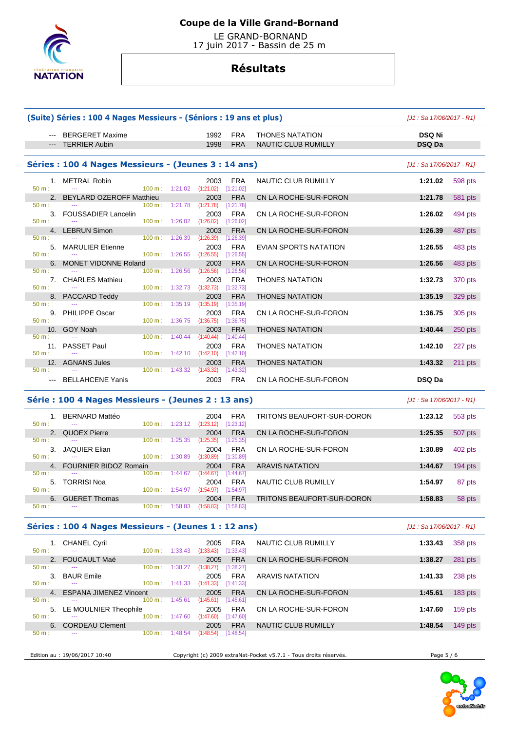# Coupe de la Ville Grand-Bornand

LE GRAND-BORNAND
17 juin 2017 - Bassin de 25 m

## Résultats

### (Suite) Séries : 100 4 Nages Messieurs - (Séniors : 19 ans et plus)

*[J1 : Sa 17/06/2017 - R1]*

| Rang | Nom | Année | Nat | Club | Temps | Points |
|---|---|---|---|---|---|---|
| --- | BERGERET Maxime | 1992 | FRA | THONES NATATION | **DSQ Ni** | |
| --- | TERRIER Aubin | 1998 | FRA | NAUTIC CLUB RUMILLY | **DSQ Da** | |

### Séries : 100 4 Nages Messieurs - (Jeunes 3 : 14 ans)

*[J1 : Sa 17/06/2017 - R1]*

| Rang | Nom | Année | Nat | Club | Temps | Points | 50 m | 100 m |
|---|---|---|---|---|---|---|---|---|
| 1. | METRAL Robin | 2003 | FRA | NAUTIC CLUB RUMILLY | **1:21.02** | 598 pts | --- | 1:21.02 (1:21.02) [1:21.02] |
| 2. | BEYLARD OZEROFF Matthieu | 2003 | FRA | CN LA ROCHE-SUR-FORON | **1:21.78** | 581 pts | --- | 1:21.78 (1:21.78) [1:21.78] |
| 3. | FOUSSADIER Lancelin | 2003 | FRA | CN LA ROCHE-SUR-FORON | **1:26.02** | 494 pts | --- | 1:26.02 (1:26.02) [1:26.02] |
| 4. | LEBRUN Simon | 2003 | FRA | CN LA ROCHE-SUR-FORON | **1:26.39** | 487 pts | --- | 1:26.39 (1:26.39) [1:26.39] |
| 5. | MARULIER Etienne | 2003 | FRA | EVIAN SPORTS NATATION | **1:26.55** | 483 pts | --- | 1:26.55 (1:26.55) [1:26.55] |
| 6. | MONET VIDONNE Roland | 2003 | FRA | CN LA ROCHE-SUR-FORON | **1:26.56** | 483 pts | --- | 1:26.56 (1:26.56) [1:26.56] |
| 7. | CHARLES Mathieu | 2003 | FRA | THONES NATATION | **1:32.73** | 370 pts | --- | 1:32.73 (1:32.73) [1:32.73] |
| 8. | PACCARD Teddy | 2003 | FRA | THONES NATATION | **1:35.19** | 329 pts | --- | 1:35.19 (1:35.19) [1:35.19] |
| 9. | PHILIPPE Oscar | 2003 | FRA | CN LA ROCHE-SUR-FORON | **1:36.75** | 305 pts | --- | 1:36.75 (1:36.75) [1:36.75] |
| 10. | GOY Noah | 2003 | FRA | THONES NATATION | **1:40.44** | 250 pts | --- | 1:40.44 (1:40.44) [1:40.44] |
| 11. | PASSET Paul | 2003 | FRA | THONES NATATION | **1:42.10** | 227 pts | --- | 1:42.10 (1:42.10) [1:42.10] |
| 12. | AGNANS Jules | 2003 | FRA | THONES NATATION | **1:43.32** | 211 pts | --- | 1:43.32 (1:43.32) [1:43.32] |
| --- | BELLAHCENE Yanis | 2003 | FRA | CN LA ROCHE-SUR-FORON | **DSQ Da** | | | |

### Série : 100 4 Nages Messieurs - (Jeunes 2 : 13 ans)

*[J1 : Sa 17/06/2017 - R1]*

| Rang | Nom | Année | Nat | Club | Temps | Points | 50 m | 100 m |
|---|---|---|---|---|---|---|---|---|
| 1. | BERNARD Mattéo | 2004 | FRA | TRITONS BEAUFORT-SUR-DORON | **1:23.12** | 553 pts | --- | 1:23.12 (1:23.12) [1:23.12] |
| 2. | QUOEX Pierre | 2004 | FRA | CN LA ROCHE-SUR-FORON | **1:25.35** | 507 pts | --- | 1:25.35 (1:25.35) [1:25.35] |
| 3. | JAQUIER Elian | 2004 | FRA | CN LA ROCHE-SUR-FORON | **1:30.89** | 402 pts | --- | 1:30.89 (1:30.89) [1:30.89] |
| 4. | FOURNIER BIDOZ Romain | 2004 | FRA | ARAVIS NATATION | **1:44.67** | 194 pts | --- | 1:44.67 (1:44.67) [1:44.67] |
| 5. | TORRISI Noa | 2004 | FRA | NAUTIC CLUB RUMILLY | **1:54.97** | 87 pts | --- | 1:54.97 (1:54.97) [1:54.97] |
| 6. | GUERET Thomas | 2004 | FRA | TRITONS BEAUFORT-SUR-DORON | **1:58.83** | 58 pts | --- | 1:58.83 (1:58.83) [1:58.83] |

### Séries : 100 4 Nages Messieurs - (Jeunes 1 : 12 ans)

*[J1 : Sa 17/06/2017 - R1]*

| Rang | Nom | Année | Nat | Club | Temps | Points | 50 m | 100 m |
|---|---|---|---|---|---|---|---|---|
| 1. | CHANEL Cyril | 2005 | FRA | NAUTIC CLUB RUMILLY | **1:33.43** | 358 pts | --- | 1:33.43 (1:33.43) [1:33.43] |
| 2. | FOUCAULT Maé | 2005 | FRA | CN LA ROCHE-SUR-FORON | **1:38.27** | 281 pts | --- | 1:38.27 (1:38.27) [1:38.27] |
| 3. | BAUR Emile | 2005 | FRA | ARAVIS NATATION | **1:41.33** | 238 pts | --- | 1:41.33 (1:41.33) [1:41.33] |
| 4. | ESPANA JIMENEZ Vincent | 2005 | FRA | CN LA ROCHE-SUR-FORON | **1:45.61** | 183 pts | --- | 1:45.61 (1:45.61) [1:45.61] |
| 5. | LE MOULNIER Theophile | 2005 | FRA | CN LA ROCHE-SUR-FORON | **1:47.60** | 159 pts | --- | 1:47.60 (1:47.60) [1:47.60] |
| 6. | CORDEAU Clement | 2005 | FRA | NAUTIC CLUB RUMILLY | **1:48.54** | 149 pts | --- | 1:48.54 (1:48.54) [1:48.54] |

Edition au : 19/06/2017 10:40 — Copyright (c) 2009 extraNat-Pocket v5.7.1 - Tous droits réservés.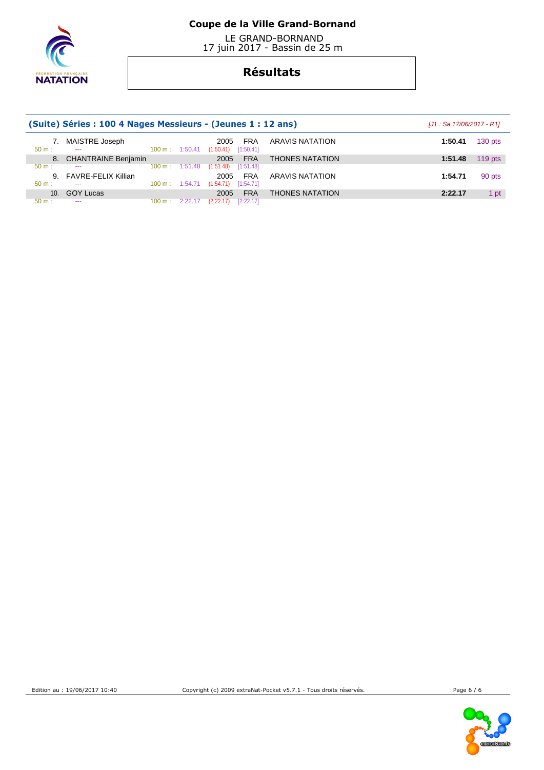## Coupe de la Ville Grand-Bornand

LE GRAND-BORNAND
17 juin 2017 - Bassin de 25 m

# Résultats

### (Suite) Séries : 100 4 Nages Messieurs - (Jeunes 1 : 12 ans)

*[J1 : Sa 17/06/2017 - R1]*

| | | | | | | | | | | |
|---|---|---|---|---|---|---|---|---|---|---|
| 7. | MAISTRE Joseph | | | 2005 | FRA | ARAVIS NATATION | 1:50.41 | 130 pts |
| 50 m : | --- | 100 m : | 1:50.41 | (1:50.41) | [1:50.41] | | | |
| 8. | CHANTRAINE Benjamin | | | 2005 | FRA | THONES NATATION | 1:51.48 | 119 pts |
| 50 m : | --- | 100 m : | 1:51.48 | (1:51.48) | [1:51.48] | | | |
| 9. | FAVRE-FELIX Killian | | | 2005 | FRA | ARAVIS NATATION | 1:54.71 | 90 pts |
| 50 m : | --- | 100 m : | 1:54.71 | (1:54.71) | [1:54.71] | | | |
| 10. | GOY Lucas | | | 2005 | FRA | THONES NATATION | 2:22.17 | 1 pt |
| 50 m : | --- | 100 m : | 2:22.17 | (2:22.17) | [2:22.17] | | | |

Edition au : 19/06/2017 10:40 Copyright (c) 2009 extraNat-Pocket v5.7.1 - Tous droits réservés.